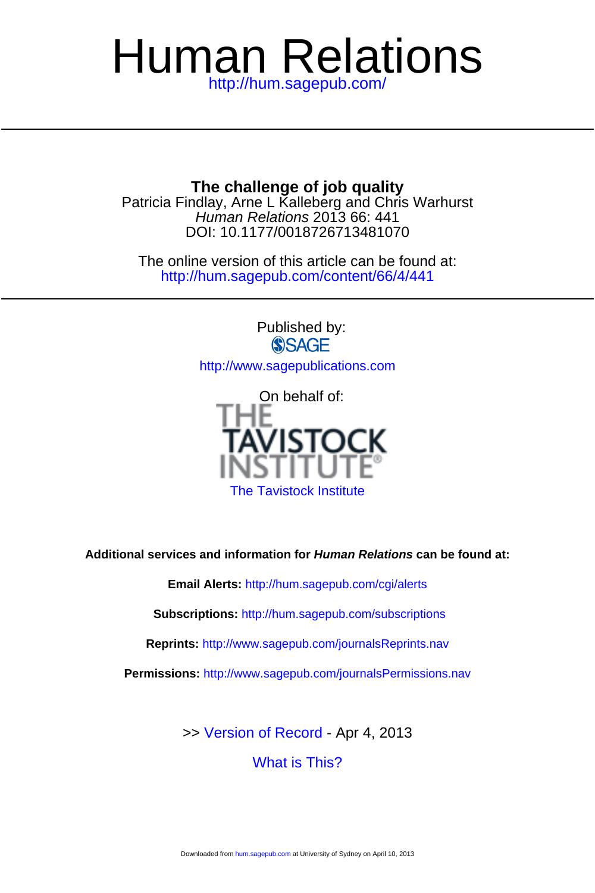# Human Relations

http://hum.sagepub.com/

---

## The challenge of job quality

Patricia Findlay, Arne L Kalleberg and Chris Warhurst

*Human Relations* 2013 66: 441

DOI: 10.1177/0018726713481070

The online version of this article can be found at:
http://hum.sagepub.com/content/66/4/441

---

Published by:

SAGE

http://www.sagepublications.com

On behalf of:

THE TAVISTOCK INSTITUTE®

The Tavistock Institute

**Additional services and information for *Human Relations* can be found at:**

**Email Alerts:** http://hum.sagepub.com/cgi/alerts

**Subscriptions:** http://hum.sagepub.com/subscriptions

**Reprints:** http://www.sagepub.com/journalsReprints.nav

**Permissions:** http://www.sagepub.com/journalsPermissions.nav

>> Version of Record - Apr 4, 2013

What is This?

Downloaded from hum.sagepub.com at University of Sydney on April 10, 2013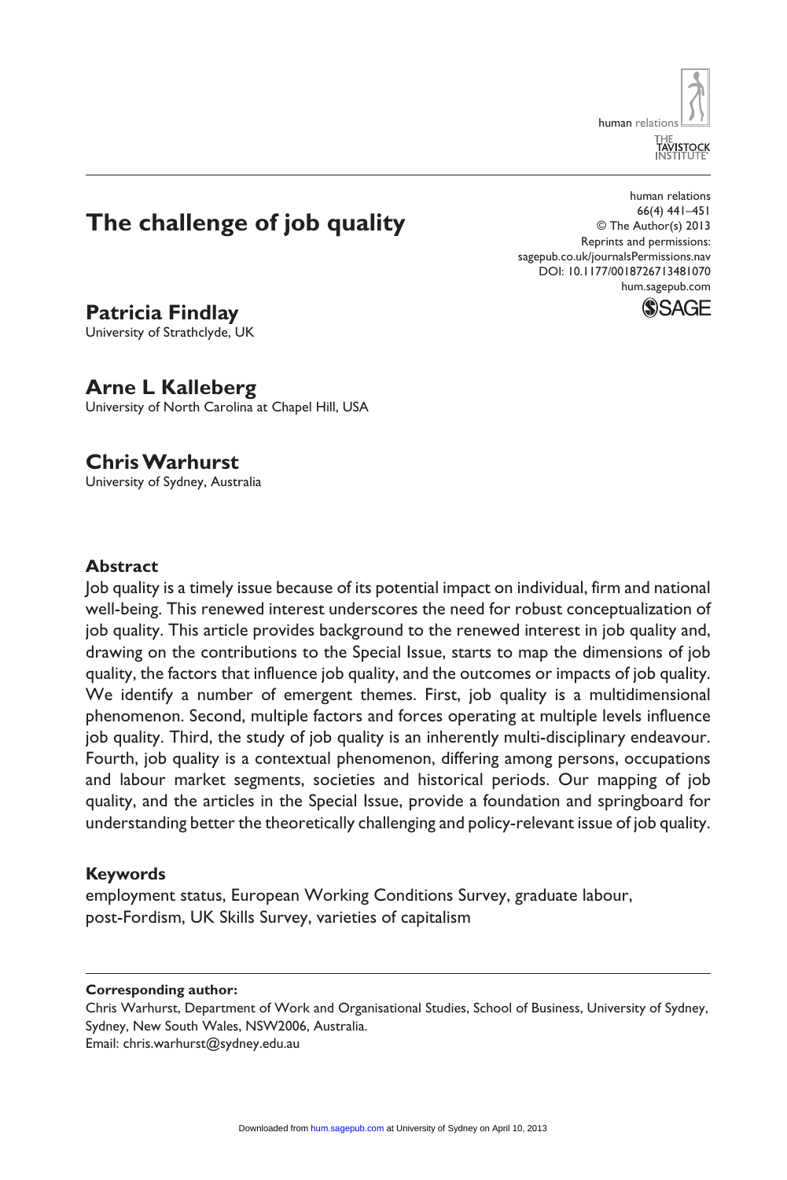# The challenge of job quality

**Patricia Findlay**
University of Strathclyde, UK

**Arne L Kalleberg**
University of North Carolina at Chapel Hill, USA

**Chris Warhurst**
University of Sydney, Australia

## Abstract

Job quality is a timely issue because of its potential impact on individual, firm and national well-being. This renewed interest underscores the need for robust conceptualization of job quality. This article provides background to the renewed interest in job quality and, drawing on the contributions to the Special Issue, starts to map the dimensions of job quality, the factors that influence job quality, and the outcomes or impacts of job quality. We identify a number of emergent themes. First, job quality is a multidimensional phenomenon. Second, multiple factors and forces operating at multiple levels influence job quality. Third, the study of job quality is an inherently multi-disciplinary endeavour. Fourth, job quality is a contextual phenomenon, differing among persons, occupations and labour market segments, societies and historical periods. Our mapping of job quality, and the articles in the Special Issue, provide a foundation and springboard for understanding better the theoretically challenging and policy-relevant issue of job quality.

## Keywords

employment status, European Working Conditions Survey, graduate labour, post-Fordism, UK Skills Survey, varieties of capitalism

**Corresponding author:**
Chris Warhurst, Department of Work and Organisational Studies, School of Business, University of Sydney, Sydney, New South Wales, NSW2006, Australia.
Email: chris.warhurst@sydney.edu.au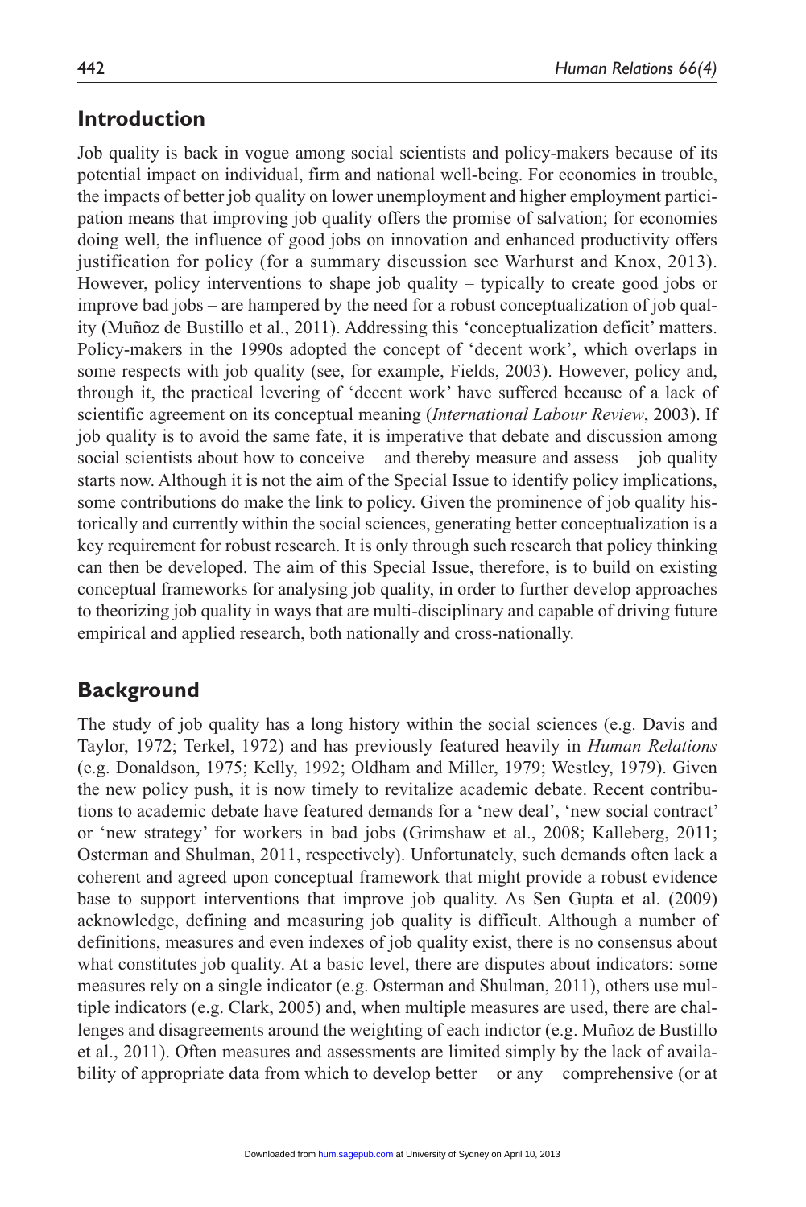## Introduction

Job quality is back in vogue among social scientists and policy-makers because of its potential impact on individual, firm and national well-being. For economies in trouble, the impacts of better job quality on lower unemployment and higher employment participation means that improving job quality offers the promise of salvation; for economies doing well, the influence of good jobs on innovation and enhanced productivity offers justification for policy (for a summary discussion see Warhurst and Knox, 2013). However, policy interventions to shape job quality – typically to create good jobs or improve bad jobs – are hampered by the need for a robust conceptualization of job quality (Muñoz de Bustillo et al., 2011). Addressing this 'conceptualization deficit' matters. Policy-makers in the 1990s adopted the concept of 'decent work', which overlaps in some respects with job quality (see, for example, Fields, 2003). However, policy and, through it, the practical levering of 'decent work' have suffered because of a lack of scientific agreement on its conceptual meaning (*International Labour Review*, 2003). If job quality is to avoid the same fate, it is imperative that debate and discussion among social scientists about how to conceive – and thereby measure and assess – job quality starts now. Although it is not the aim of the Special Issue to identify policy implications, some contributions do make the link to policy. Given the prominence of job quality historically and currently within the social sciences, generating better conceptualization is a key requirement for robust research. It is only through such research that policy thinking can then be developed. The aim of this Special Issue, therefore, is to build on existing conceptual frameworks for analysing job quality, in order to further develop approaches to theorizing job quality in ways that are multi-disciplinary and capable of driving future empirical and applied research, both nationally and cross-nationally.

## Background

The study of job quality has a long history within the social sciences (e.g. Davis and Taylor, 1972; Terkel, 1972) and has previously featured heavily in *Human Relations* (e.g. Donaldson, 1975; Kelly, 1992; Oldham and Miller, 1979; Westley, 1979). Given the new policy push, it is now timely to revitalize academic debate. Recent contributions to academic debate have featured demands for a 'new deal', 'new social contract' or 'new strategy' for workers in bad jobs (Grimshaw et al., 2008; Kalleberg, 2011; Osterman and Shulman, 2011, respectively). Unfortunately, such demands often lack a coherent and agreed upon conceptual framework that might provide a robust evidence base to support interventions that improve job quality. As Sen Gupta et al. (2009) acknowledge, defining and measuring job quality is difficult. Although a number of definitions, measures and even indexes of job quality exist, there is no consensus about what constitutes job quality. At a basic level, there are disputes about indicators: some measures rely on a single indicator (e.g. Osterman and Shulman, 2011), others use multiple indicators (e.g. Clark, 2005) and, when multiple measures are used, there are challenges and disagreements around the weighting of each indictor (e.g. Muñoz de Bustillo et al., 2011). Often measures and assessments are limited simply by the lack of availability of appropriate data from which to develop better − or any − comprehensive (or at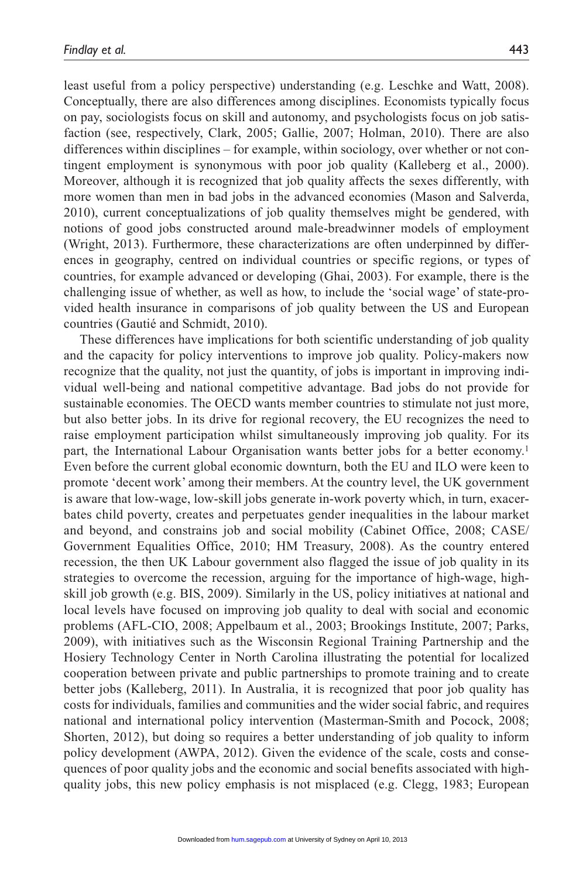least useful from a policy perspective) understanding (e.g. Leschke and Watt, 2008). Conceptually, there are also differences among disciplines. Economists typically focus on pay, sociologists focus on skill and autonomy, and psychologists focus on job satisfaction (see, respectively, Clark, 2005; Gallie, 2007; Holman, 2010). There are also differences within disciplines – for example, within sociology, over whether or not contingent employment is synonymous with poor job quality (Kalleberg et al., 2000). Moreover, although it is recognized that job quality affects the sexes differently, with more women than men in bad jobs in the advanced economies (Mason and Salverda, 2010), current conceptualizations of job quality themselves might be gendered, with notions of good jobs constructed around male-breadwinner models of employment (Wright, 2013). Furthermore, these characterizations are often underpinned by differences in geography, centred on individual countries or specific regions, or types of countries, for example advanced or developing (Ghai, 2003). For example, there is the challenging issue of whether, as well as how, to include the 'social wage' of state-provided health insurance in comparisons of job quality between the US and European countries (Gautié and Schmidt, 2010).

These differences have implications for both scientific understanding of job quality and the capacity for policy interventions to improve job quality. Policy-makers now recognize that the quality, not just the quantity, of jobs is important in improving individual well-being and national competitive advantage. Bad jobs do not provide for sustainable economies. The OECD wants member countries to stimulate not just more, but also better jobs. In its drive for regional recovery, the EU recognizes the need to raise employment participation whilst simultaneously improving job quality. For its part, the International Labour Organisation wants better jobs for a better economy.[1] Even before the current global economic downturn, both the EU and ILO were keen to promote 'decent work' among their members. At the country level, the UK government is aware that low-wage, low-skill jobs generate in-work poverty which, in turn, exacerbates child poverty, creates and perpetuates gender inequalities in the labour market and beyond, and constrains job and social mobility (Cabinet Office, 2008; CASE/Government Equalities Office, 2010; HM Treasury, 2008). As the country entered recession, the then UK Labour government also flagged the issue of job quality in its strategies to overcome the recession, arguing for the importance of high-wage, high-skill job growth (e.g. BIS, 2009). Similarly in the US, policy initiatives at national and local levels have focused on improving job quality to deal with social and economic problems (AFL-CIO, 2008; Appelbaum et al., 2003; Brookings Institute, 2007; Parks, 2009), with initiatives such as the Wisconsin Regional Training Partnership and the Hosiery Technology Center in North Carolina illustrating the potential for localized cooperation between private and public partnerships to promote training and to create better jobs (Kalleberg, 2011). In Australia, it is recognized that poor job quality has costs for individuals, families and communities and the wider social fabric, and requires national and international policy intervention (Masterman-Smith and Pocock, 2008; Shorten, 2012), but doing so requires a better understanding of job quality to inform policy development (AWPA, 2012). Given the evidence of the scale, costs and consequences of poor quality jobs and the economic and social benefits associated with high-quality jobs, this new policy emphasis is not misplaced (e.g. Clegg, 1983; European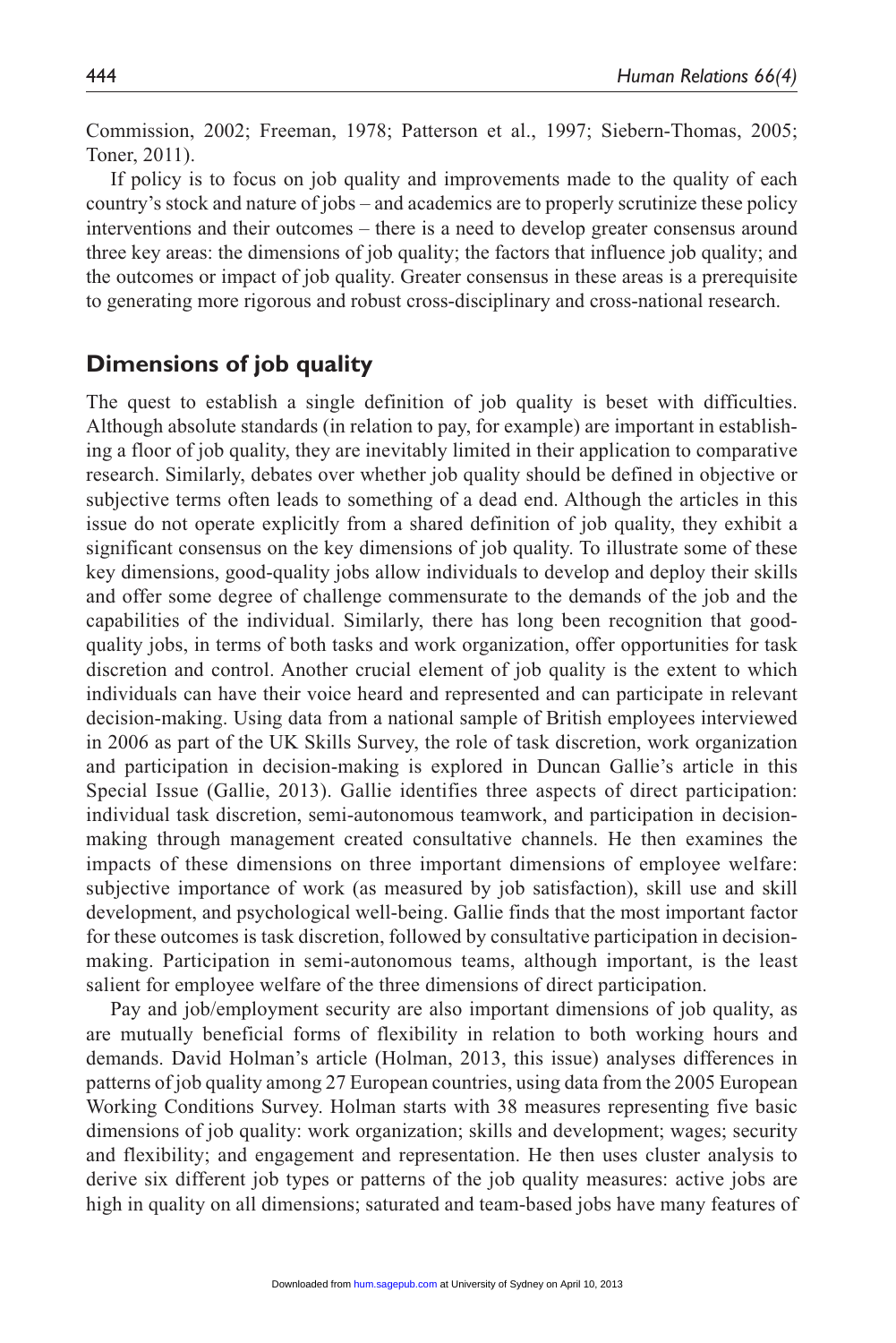Commission, 2002; Freeman, 1978; Patterson et al., 1997; Siebern-Thomas, 2005; Toner, 2011).

If policy is to focus on job quality and improvements made to the quality of each country's stock and nature of jobs – and academics are to properly scrutinize these policy interventions and their outcomes – there is a need to develop greater consensus around three key areas: the dimensions of job quality; the factors that influence job quality; and the outcomes or impact of job quality. Greater consensus in these areas is a prerequisite to generating more rigorous and robust cross-disciplinary and cross-national research.

## Dimensions of job quality

The quest to establish a single definition of job quality is beset with difficulties. Although absolute standards (in relation to pay, for example) are important in establishing a floor of job quality, they are inevitably limited in their application to comparative research. Similarly, debates over whether job quality should be defined in objective or subjective terms often leads to something of a dead end. Although the articles in this issue do not operate explicitly from a shared definition of job quality, they exhibit a significant consensus on the key dimensions of job quality. To illustrate some of these key dimensions, good-quality jobs allow individuals to develop and deploy their skills and offer some degree of challenge commensurate to the demands of the job and the capabilities of the individual. Similarly, there has long been recognition that good-quality jobs, in terms of both tasks and work organization, offer opportunities for task discretion and control. Another crucial element of job quality is the extent to which individuals can have their voice heard and represented and can participate in relevant decision-making. Using data from a national sample of British employees interviewed in 2006 as part of the UK Skills Survey, the role of task discretion, work organization and participation in decision-making is explored in Duncan Gallie's article in this Special Issue (Gallie, 2013). Gallie identifies three aspects of direct participation: individual task discretion, semi-autonomous teamwork, and participation in decision-making through management created consultative channels. He then examines the impacts of these dimensions on three important dimensions of employee welfare: subjective importance of work (as measured by job satisfaction), skill use and skill development, and psychological well-being. Gallie finds that the most important factor for these outcomes is task discretion, followed by consultative participation in decision-making. Participation in semi-autonomous teams, although important, is the least salient for employee welfare of the three dimensions of direct participation.

Pay and job/employment security are also important dimensions of job quality, as are mutually beneficial forms of flexibility in relation to both working hours and demands. David Holman's article (Holman, 2013, this issue) analyses differences in patterns of job quality among 27 European countries, using data from the 2005 European Working Conditions Survey. Holman starts with 38 measures representing five basic dimensions of job quality: work organization; skills and development; wages; security and flexibility; and engagement and representation. He then uses cluster analysis to derive six different job types or patterns of the job quality measures: active jobs are high in quality on all dimensions; saturated and team-based jobs have many features of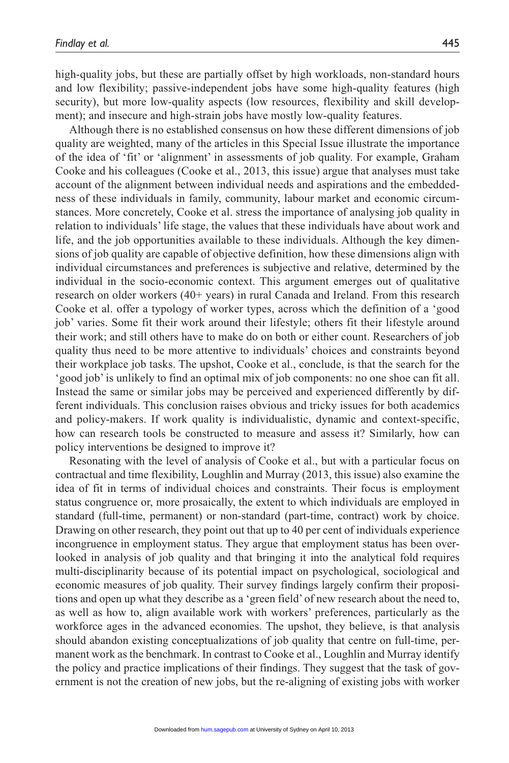high-quality jobs, but these are partially offset by high workloads, non-standard hours and low flexibility; passive-independent jobs have some high-quality features (high security), but more low-quality aspects (low resources, flexibility and skill development); and insecure and high-strain jobs have mostly low-quality features.

Although there is no established consensus on how these different dimensions of job quality are weighted, many of the articles in this Special Issue illustrate the importance of the idea of 'fit' or 'alignment' in assessments of job quality. For example, Graham Cooke and his colleagues (Cooke et al., 2013, this issue) argue that analyses must take account of the alignment between individual needs and aspirations and the embeddedness of these individuals in family, community, labour market and economic circumstances. More concretely, Cooke et al. stress the importance of analysing job quality in relation to individuals' life stage, the values that these individuals have about work and life, and the job opportunities available to these individuals. Although the key dimensions of job quality are capable of objective definition, how these dimensions align with individual circumstances and preferences is subjective and relative, determined by the individual in the socio-economic context. This argument emerges out of qualitative research on older workers (40+ years) in rural Canada and Ireland. From this research Cooke et al. offer a typology of worker types, across which the definition of a 'good job' varies. Some fit their work around their lifestyle; others fit their lifestyle around their work; and still others have to make do on both or either count. Researchers of job quality thus need to be more attentive to individuals' choices and constraints beyond their workplace job tasks. The upshot, Cooke et al., conclude, is that the search for the 'good job' is unlikely to find an optimal mix of job components: no one shoe can fit all. Instead the same or similar jobs may be perceived and experienced differently by different individuals. This conclusion raises obvious and tricky issues for both academics and policy-makers. If work quality is individualistic, dynamic and context-specific, how can research tools be constructed to measure and assess it? Similarly, how can policy interventions be designed to improve it?

Resonating with the level of analysis of Cooke et al., but with a particular focus on contractual and time flexibility, Loughlin and Murray (2013, this issue) also examine the idea of fit in terms of individual choices and constraints. Their focus is employment status congruence or, more prosaically, the extent to which individuals are employed in standard (full-time, permanent) or non-standard (part-time, contract) work by choice. Drawing on other research, they point out that up to 40 per cent of individuals experience incongruence in employment status. They argue that employment status has been overlooked in analysis of job quality and that bringing it into the analytical fold requires multi-disciplinarity because of its potential impact on psychological, sociological and economic measures of job quality. Their survey findings largely confirm their propositions and open up what they describe as a 'green field' of new research about the need to, as well as how to, align available work with workers' preferences, particularly as the workforce ages in the advanced economies. The upshot, they believe, is that analysis should abandon existing conceptualizations of job quality that centre on full-time, permanent work as the benchmark. In contrast to Cooke et al., Loughlin and Murray identify the policy and practice implications of their findings. They suggest that the task of government is not the creation of new jobs, but the re-aligning of existing jobs with worker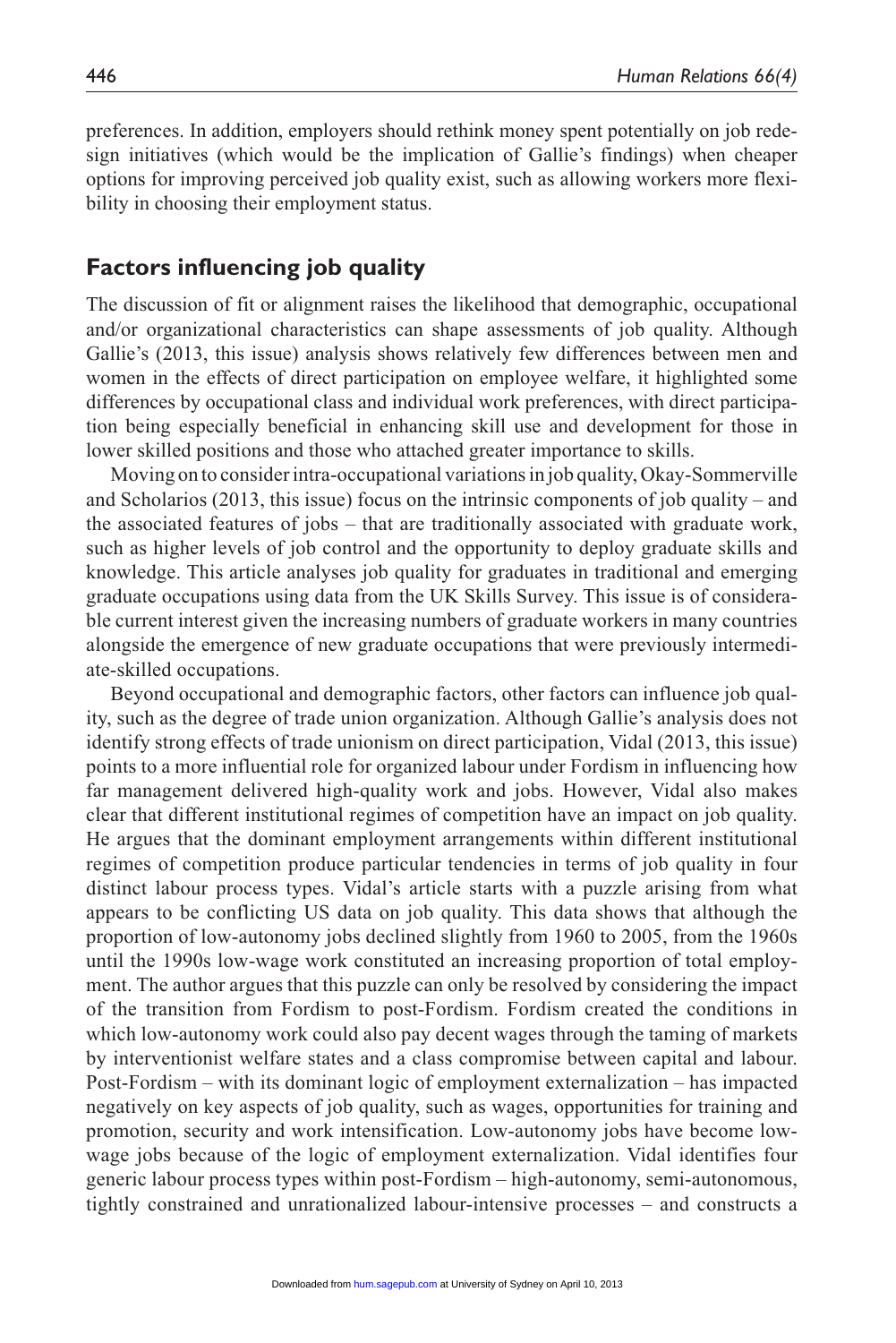preferences. In addition, employers should rethink money spent potentially on job redesign initiatives (which would be the implication of Gallie's findings) when cheaper options for improving perceived job quality exist, such as allowing workers more flexibility in choosing their employment status.

## Factors influencing job quality

The discussion of fit or alignment raises the likelihood that demographic, occupational and/or organizational characteristics can shape assessments of job quality. Although Gallie's (2013, this issue) analysis shows relatively few differences between men and women in the effects of direct participation on employee welfare, it highlighted some differences by occupational class and individual work preferences, with direct participation being especially beneficial in enhancing skill use and development for those in lower skilled positions and those who attached greater importance to skills.

Moving on to consider intra-occupational variations in job quality, Okay-Sommerville and Scholarios (2013, this issue) focus on the intrinsic components of job quality – and the associated features of jobs – that are traditionally associated with graduate work, such as higher levels of job control and the opportunity to deploy graduate skills and knowledge. This article analyses job quality for graduates in traditional and emerging graduate occupations using data from the UK Skills Survey. This issue is of considerable current interest given the increasing numbers of graduate workers in many countries alongside the emergence of new graduate occupations that were previously intermediate-skilled occupations.

Beyond occupational and demographic factors, other factors can influence job quality, such as the degree of trade union organization. Although Gallie's analysis does not identify strong effects of trade unionism on direct participation, Vidal (2013, this issue) points to a more influential role for organized labour under Fordism in influencing how far management delivered high-quality work and jobs. However, Vidal also makes clear that different institutional regimes of competition have an impact on job quality. He argues that the dominant employment arrangements within different institutional regimes of competition produce particular tendencies in terms of job quality in four distinct labour process types. Vidal's article starts with a puzzle arising from what appears to be conflicting US data on job quality. This data shows that although the proportion of low-autonomy jobs declined slightly from 1960 to 2005, from the 1960s until the 1990s low-wage work constituted an increasing proportion of total employment. The author argues that this puzzle can only be resolved by considering the impact of the transition from Fordism to post-Fordism. Fordism created the conditions in which low-autonomy work could also pay decent wages through the taming of markets by interventionist welfare states and a class compromise between capital and labour. Post-Fordism – with its dominant logic of employment externalization – has impacted negatively on key aspects of job quality, such as wages, opportunities for training and promotion, security and work intensification. Low-autonomy jobs have become low-wage jobs because of the logic of employment externalization. Vidal identifies four generic labour process types within post-Fordism – high-autonomy, semi-autonomous, tightly constrained and unrationalized labour-intensive processes – and constructs a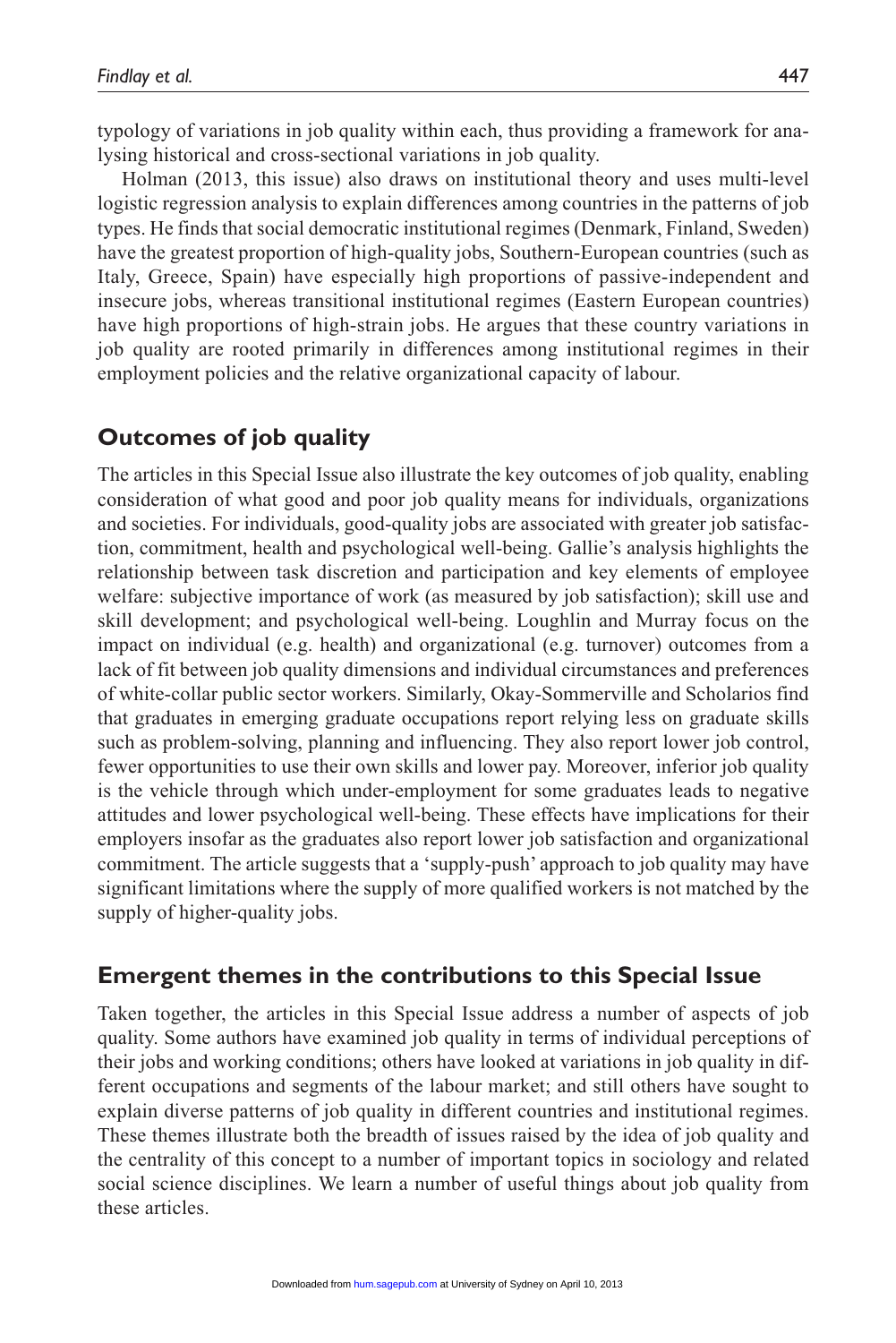typology of variations in job quality within each, thus providing a framework for analysing historical and cross-sectional variations in job quality.

Holman (2013, this issue) also draws on institutional theory and uses multi-level logistic regression analysis to explain differences among countries in the patterns of job types. He finds that social democratic institutional regimes (Denmark, Finland, Sweden) have the greatest proportion of high-quality jobs, Southern-European countries (such as Italy, Greece, Spain) have especially high proportions of passive-independent and insecure jobs, whereas transitional institutional regimes (Eastern European countries) have high proportions of high-strain jobs. He argues that these country variations in job quality are rooted primarily in differences among institutional regimes in their employment policies and the relative organizational capacity of labour.

## Outcomes of job quality

The articles in this Special Issue also illustrate the key outcomes of job quality, enabling consideration of what good and poor job quality means for individuals, organizations and societies. For individuals, good-quality jobs are associated with greater job satisfaction, commitment, health and psychological well-being. Gallie's analysis highlights the relationship between task discretion and participation and key elements of employee welfare: subjective importance of work (as measured by job satisfaction); skill use and skill development; and psychological well-being. Loughlin and Murray focus on the impact on individual (e.g. health) and organizational (e.g. turnover) outcomes from a lack of fit between job quality dimensions and individual circumstances and preferences of white-collar public sector workers. Similarly, Okay-Sommerville and Scholarios find that graduates in emerging graduate occupations report relying less on graduate skills such as problem-solving, planning and influencing. They also report lower job control, fewer opportunities to use their own skills and lower pay. Moreover, inferior job quality is the vehicle through which under-employment for some graduates leads to negative attitudes and lower psychological well-being. These effects have implications for their employers insofar as the graduates also report lower job satisfaction and organizational commitment. The article suggests that a 'supply-push' approach to job quality may have significant limitations where the supply of more qualified workers is not matched by the supply of higher-quality jobs.

## Emergent themes in the contributions to this Special Issue

Taken together, the articles in this Special Issue address a number of aspects of job quality. Some authors have examined job quality in terms of individual perceptions of their jobs and working conditions; others have looked at variations in job quality in different occupations and segments of the labour market; and still others have sought to explain diverse patterns of job quality in different countries and institutional regimes. These themes illustrate both the breadth of issues raised by the idea of job quality and the centrality of this concept to a number of important topics in sociology and related social science disciplines. We learn a number of useful things about job quality from these articles.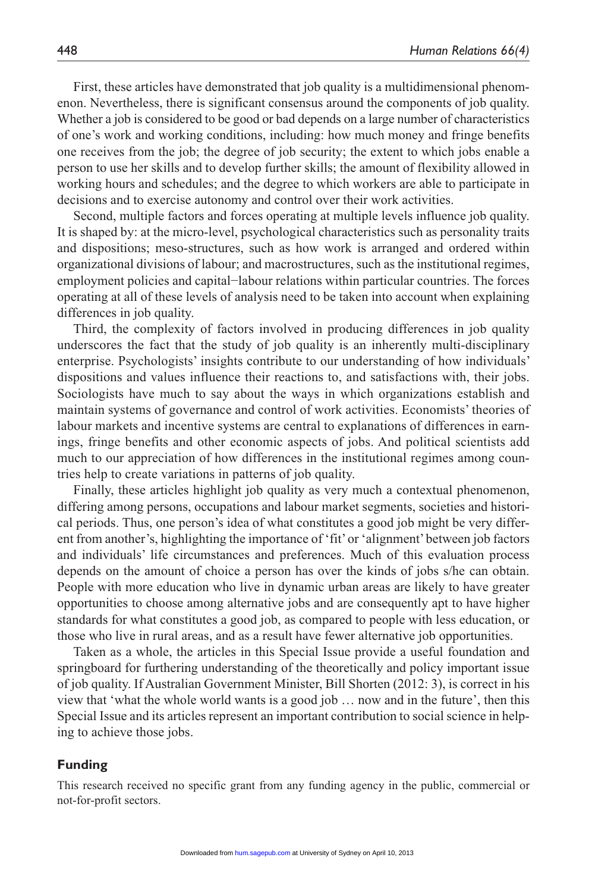First, these articles have demonstrated that job quality is a multidimensional phenomenon. Nevertheless, there is significant consensus around the components of job quality. Whether a job is considered to be good or bad depends on a large number of characteristics of one's work and working conditions, including: how much money and fringe benefits one receives from the job; the degree of job security; the extent to which jobs enable a person to use her skills and to develop further skills; the amount of flexibility allowed in working hours and schedules; and the degree to which workers are able to participate in decisions and to exercise autonomy and control over their work activities.

Second, multiple factors and forces operating at multiple levels influence job quality. It is shaped by: at the micro-level, psychological characteristics such as personality traits and dispositions; meso-structures, such as how work is arranged and ordered within organizational divisions of labour; and macrostructures, such as the institutional regimes, employment policies and capital–labour relations within particular countries. The forces operating at all of these levels of analysis need to be taken into account when explaining differences in job quality.

Third, the complexity of factors involved in producing differences in job quality underscores the fact that the study of job quality is an inherently multi-disciplinary enterprise. Psychologists' insights contribute to our understanding of how individuals' dispositions and values influence their reactions to, and satisfactions with, their jobs. Sociologists have much to say about the ways in which organizations establish and maintain systems of governance and control of work activities. Economists' theories of labour markets and incentive systems are central to explanations of differences in earnings, fringe benefits and other economic aspects of jobs. And political scientists add much to our appreciation of how differences in the institutional regimes among countries help to create variations in patterns of job quality.

Finally, these articles highlight job quality as very much a contextual phenomenon, differing among persons, occupations and labour market segments, societies and historical periods. Thus, one person's idea of what constitutes a good job might be very different from another's, highlighting the importance of 'fit' or 'alignment' between job factors and individuals' life circumstances and preferences. Much of this evaluation process depends on the amount of choice a person has over the kinds of jobs s/he can obtain. People with more education who live in dynamic urban areas are likely to have greater opportunities to choose among alternative jobs and are consequently apt to have higher standards for what constitutes a good job, as compared to people with less education, or those who live in rural areas, and as a result have fewer alternative job opportunities.

Taken as a whole, the articles in this Special Issue provide a useful foundation and springboard for furthering understanding of the theoretically and policy important issue of job quality. If Australian Government Minister, Bill Shorten (2012: 3), is correct in his view that 'what the whole world wants is a good job … now and in the future', then this Special Issue and its articles represent an important contribution to social science in helping to achieve those jobs.

## Funding

This research received no specific grant from any funding agency in the public, commercial or not-for-profit sectors.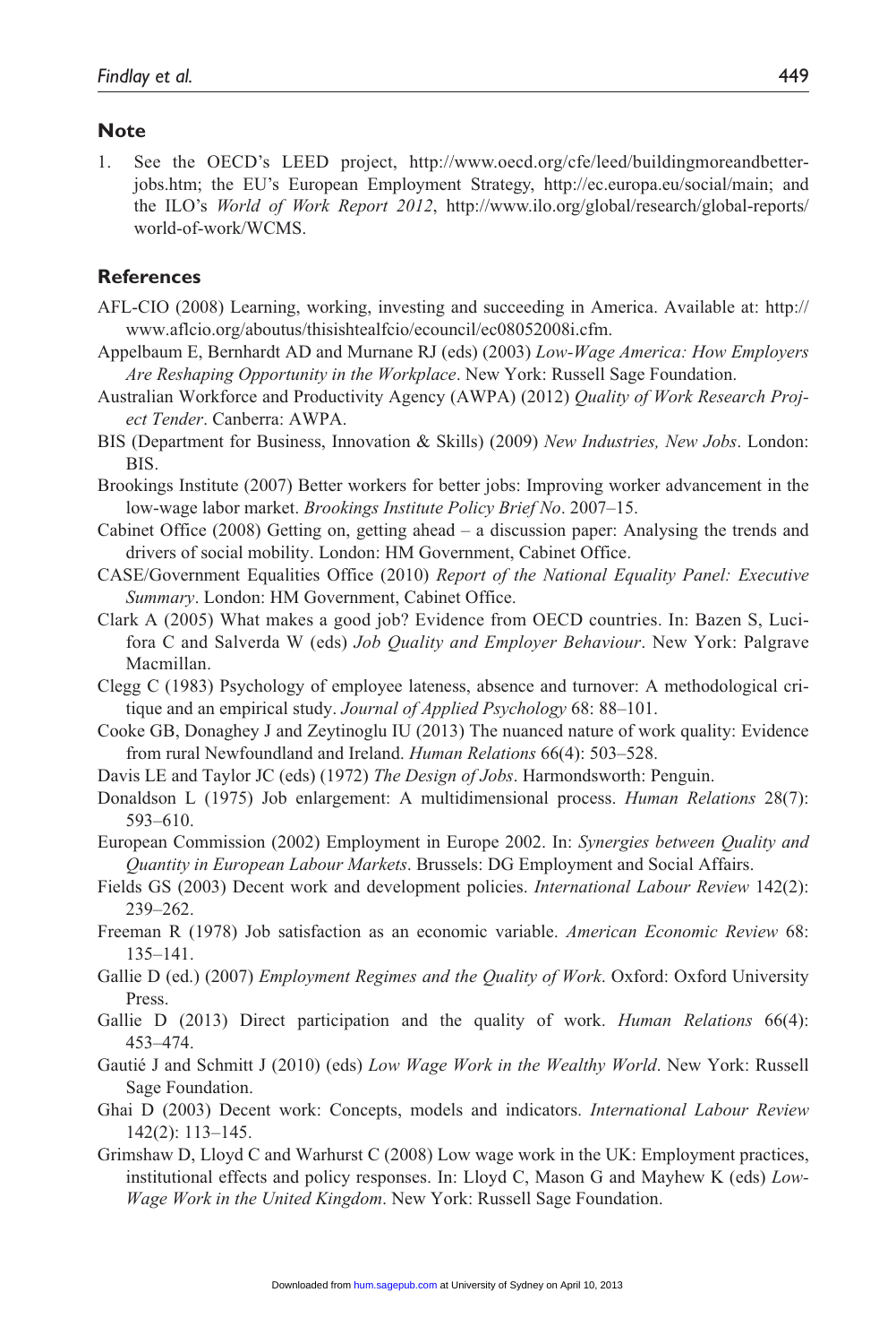## Note

1. See the OECD's LEED project, http://www.oecd.org/cfe/leed/buildingmoreandbetterjobs.htm; the EU's European Employment Strategy, http://ec.europa.eu/social/main; and the ILO's *World of Work Report 2012*, http://www.ilo.org/global/research/global-reports/world-of-work/WCMS.

## References

AFL-CIO (2008) Learning, working, investing and succeeding in America. Available at: http://www.aflcio.org/aboutus/thisishtealfcio/ecouncil/ec08052008i.cfm.

Appelbaum E, Bernhardt AD and Murnane RJ (eds) (2003) *Low-Wage America: How Employers Are Reshaping Opportunity in the Workplace*. New York: Russell Sage Foundation.

Australian Workforce and Productivity Agency (AWPA) (2012) *Quality of Work Research Project Tender*. Canberra: AWPA.

BIS (Department for Business, Innovation & Skills) (2009) *New Industries, New Jobs*. London: BIS.

Brookings Institute (2007) Better workers for better jobs: Improving worker advancement in the low-wage labor market. *Brookings Institute Policy Brief No*. 2007–15.

Cabinet Office (2008) Getting on, getting ahead – a discussion paper: Analysing the trends and drivers of social mobility. London: HM Government, Cabinet Office.

CASE/Government Equalities Office (2010) *Report of the National Equality Panel: Executive Summary*. London: HM Government, Cabinet Office.

Clark A (2005) What makes a good job? Evidence from OECD countries. In: Bazen S, Lucifora C and Salverda W (eds) *Job Quality and Employer Behaviour*. New York: Palgrave Macmillan.

Clegg C (1983) Psychology of employee lateness, absence and turnover: A methodological critique and an empirical study. *Journal of Applied Psychology* 68: 88–101.

Cooke GB, Donaghey J and Zeytinoglu IU (2013) The nuanced nature of work quality: Evidence from rural Newfoundland and Ireland. *Human Relations* 66(4): 503–528.

Davis LE and Taylor JC (eds) (1972) *The Design of Jobs*. Harmondsworth: Penguin.

Donaldson L (1975) Job enlargement: A multidimensional process. *Human Relations* 28(7): 593–610.

European Commission (2002) Employment in Europe 2002. In: *Synergies between Quality and Quantity in European Labour Markets*. Brussels: DG Employment and Social Affairs.

Fields GS (2003) Decent work and development policies. *International Labour Review* 142(2): 239–262.

Freeman R (1978) Job satisfaction as an economic variable. *American Economic Review* 68: 135–141.

Gallie D (ed.) (2007) *Employment Regimes and the Quality of Work*. Oxford: Oxford University Press.

Gallie D (2013) Direct participation and the quality of work. *Human Relations* 66(4): 453–474.

Gautié J and Schmitt J (2010) (eds) *Low Wage Work in the Wealthy World*. New York: Russell Sage Foundation.

Ghai D (2003) Decent work: Concepts, models and indicators. *International Labour Review* 142(2): 113–145.

Grimshaw D, Lloyd C and Warhurst C (2008) Low wage work in the UK: Employment practices, institutional effects and policy responses. In: Lloyd C, Mason G and Mayhew K (eds) *Low-Wage Work in the United Kingdom*. New York: Russell Sage Foundation.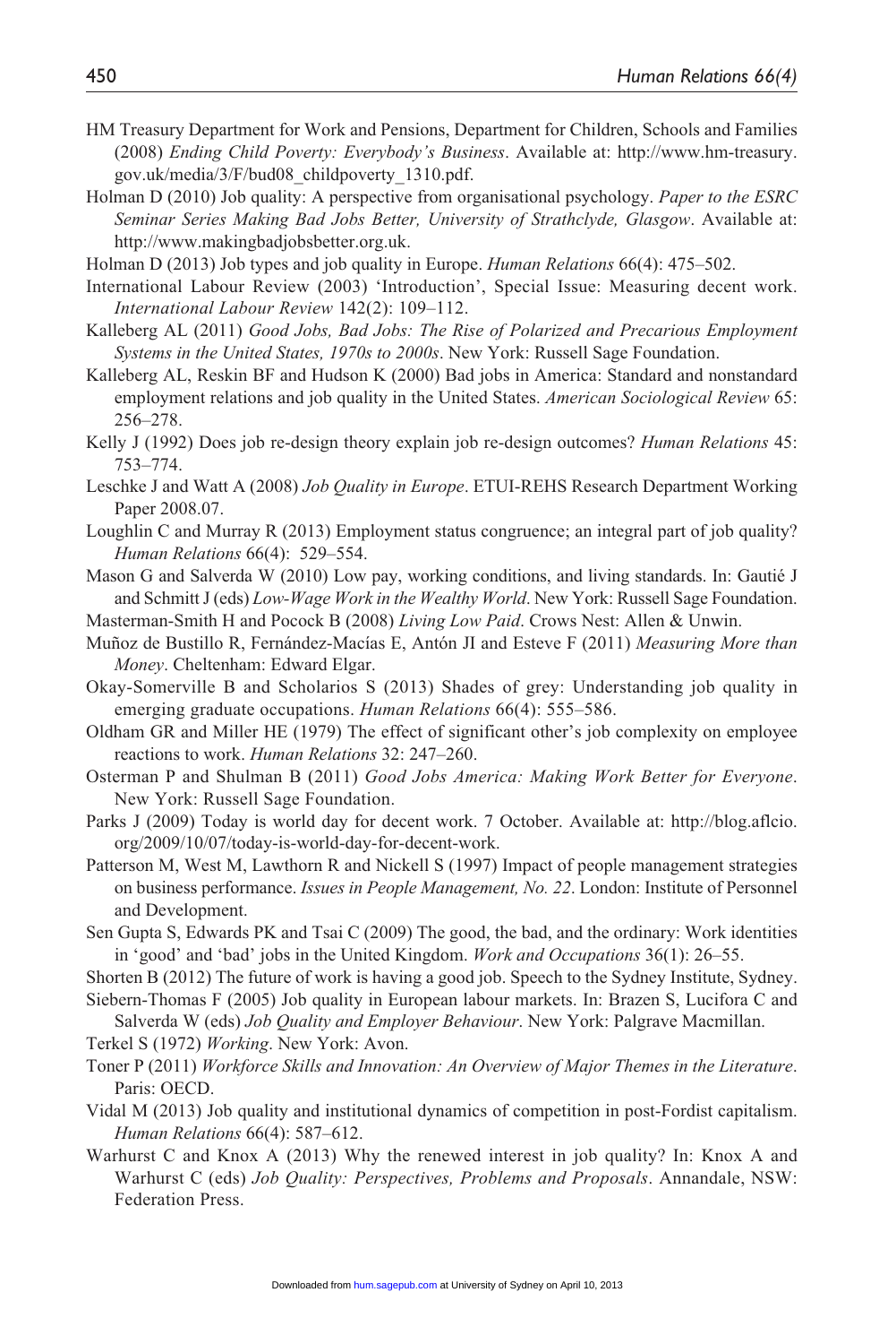HM Treasury Department for Work and Pensions, Department for Children, Schools and Families (2008) *Ending Child Poverty: Everybody's Business*. Available at: http://www.hm-treasury.gov.uk/media/3/F/bud08_childpoverty_1310.pdf.

Holman D (2010) Job quality: A perspective from organisational psychology. *Paper to the ESRC Seminar Series Making Bad Jobs Better, University of Strathclyde, Glasgow*. Available at: http://www.makingbadjobsbetter.org.uk.

Holman D (2013) Job types and job quality in Europe. *Human Relations* 66(4): 475–502.

International Labour Review (2003) 'Introduction', Special Issue: Measuring decent work. *International Labour Review* 142(2): 109–112.

Kalleberg AL (2011) *Good Jobs, Bad Jobs: The Rise of Polarized and Precarious Employment Systems in the United States, 1970s to 2000s*. New York: Russell Sage Foundation.

Kalleberg AL, Reskin BF and Hudson K (2000) Bad jobs in America: Standard and nonstandard employment relations and job quality in the United States. *American Sociological Review* 65: 256–278.

Kelly J (1992) Does job re-design theory explain job re-design outcomes? *Human Relations* 45: 753–774.

Leschke J and Watt A (2008) *Job Quality in Europe*. ETUI-REHS Research Department Working Paper 2008.07.

Loughlin C and Murray R (2013) Employment status congruence; an integral part of job quality? *Human Relations* 66(4): 529–554.

Mason G and Salverda W (2010) Low pay, working conditions, and living standards. In: Gautié J and Schmitt J (eds) *Low-Wage Work in the Wealthy World*. New York: Russell Sage Foundation.

Masterman-Smith H and Pocock B (2008) *Living Low Paid*. Crows Nest: Allen & Unwin.

Muñoz de Bustillo R, Fernández-Macías E, Antón JI and Esteve F (2011) *Measuring More than Money*. Cheltenham: Edward Elgar.

Okay-Somerville B and Scholarios S (2013) Shades of grey: Understanding job quality in emerging graduate occupations. *Human Relations* 66(4): 555–586.

Oldham GR and Miller HE (1979) The effect of significant other's job complexity on employee reactions to work. *Human Relations* 32: 247–260.

Osterman P and Shulman B (2011) *Good Jobs America: Making Work Better for Everyone*. New York: Russell Sage Foundation.

Parks J (2009) Today is world day for decent work. 7 October. Available at: http://blog.aflcio.org/2009/10/07/today-is-world-day-for-decent-work.

Patterson M, West M, Lawthorn R and Nickell S (1997) Impact of people management strategies on business performance. *Issues in People Management, No. 22*. London: Institute of Personnel and Development.

Sen Gupta S, Edwards PK and Tsai C (2009) The good, the bad, and the ordinary: Work identities in 'good' and 'bad' jobs in the United Kingdom. *Work and Occupations* 36(1): 26–55.

Shorten B (2012) The future of work is having a good job. Speech to the Sydney Institute, Sydney.

Siebern-Thomas F (2005) Job quality in European labour markets. In: Brazen S, Lucifora C and Salverda W (eds) *Job Quality and Employer Behaviour*. New York: Palgrave Macmillan.

Terkel S (1972) *Working*. New York: Avon.

Toner P (2011) *Workforce Skills and Innovation: An Overview of Major Themes in the Literature*. Paris: OECD.

Vidal M (2013) Job quality and institutional dynamics of competition in post-Fordist capitalism. *Human Relations* 66(4): 587–612.

Warhurst C and Knox A (2013) Why the renewed interest in job quality? In: Knox A and Warhurst C (eds) *Job Quality: Perspectives, Problems and Proposals*. Annandale, NSW: Federation Press.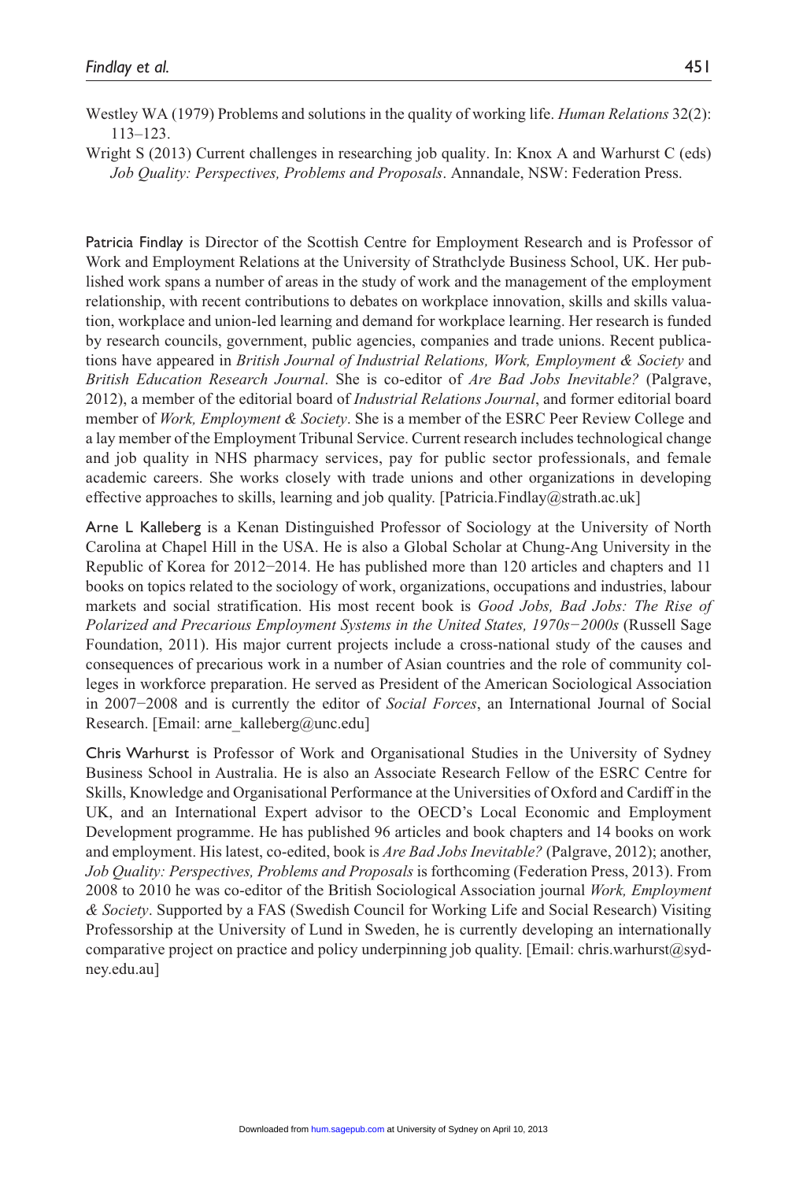Westley WA (1979) Problems and solutions in the quality of working life. *Human Relations* 32(2): 113–123.

Wright S (2013) Current challenges in researching job quality. In: Knox A and Warhurst C (eds) *Job Quality: Perspectives, Problems and Proposals*. Annandale, NSW: Federation Press.

Patricia Findlay is Director of the Scottish Centre for Employment Research and is Professor of Work and Employment Relations at the University of Strathclyde Business School, UK. Her published work spans a number of areas in the study of work and the management of the employment relationship, with recent contributions to debates on workplace innovation, skills and skills valuation, workplace and union-led learning and demand for workplace learning. Her research is funded by research councils, government, public agencies, companies and trade unions. Recent publications have appeared in *British Journal of Industrial Relations, Work, Employment & Society* and *British Education Research Journal*. She is co-editor of *Are Bad Jobs Inevitable?* (Palgrave, 2012), a member of the editorial board of *Industrial Relations Journal*, and former editorial board member of *Work, Employment & Society*. She is a member of the ESRC Peer Review College and a lay member of the Employment Tribunal Service. Current research includes technological change and job quality in NHS pharmacy services, pay for public sector professionals, and female academic careers. She works closely with trade unions and other organizations in developing effective approaches to skills, learning and job quality. [Patricia.Findlay@strath.ac.uk]

Arne L Kalleberg is a Kenan Distinguished Professor of Sociology at the University of North Carolina at Chapel Hill in the USA. He is also a Global Scholar at Chung-Ang University in the Republic of Korea for 2012−2014. He has published more than 120 articles and chapters and 11 books on topics related to the sociology of work, organizations, occupations and industries, labour markets and social stratification. His most recent book is *Good Jobs, Bad Jobs: The Rise of Polarized and Precarious Employment Systems in the United States, 1970s−2000s* (Russell Sage Foundation, 2011). His major current projects include a cross-national study of the causes and consequences of precarious work in a number of Asian countries and the role of community colleges in workforce preparation. He served as President of the American Sociological Association in 2007−2008 and is currently the editor of *Social Forces*, an International Journal of Social Research. [Email: arne_kalleberg@unc.edu]

Chris Warhurst is Professor of Work and Organisational Studies in the University of Sydney Business School in Australia. He is also an Associate Research Fellow of the ESRC Centre for Skills, Knowledge and Organisational Performance at the Universities of Oxford and Cardiff in the UK, and an International Expert advisor to the OECD's Local Economic and Employment Development programme. He has published 96 articles and book chapters and 14 books on work and employment. His latest, co-edited, book is *Are Bad Jobs Inevitable?* (Palgrave, 2012); another, *Job Quality: Perspectives, Problems and Proposals* is forthcoming (Federation Press, 2013). From 2008 to 2010 he was co-editor of the British Sociological Association journal *Work, Employment & Society*. Supported by a FAS (Swedish Council for Working Life and Social Research) Visiting Professorship at the University of Lund in Sweden, he is currently developing an internationally comparative project on practice and policy underpinning job quality. [Email: chris.warhurst@sydney.edu.au]